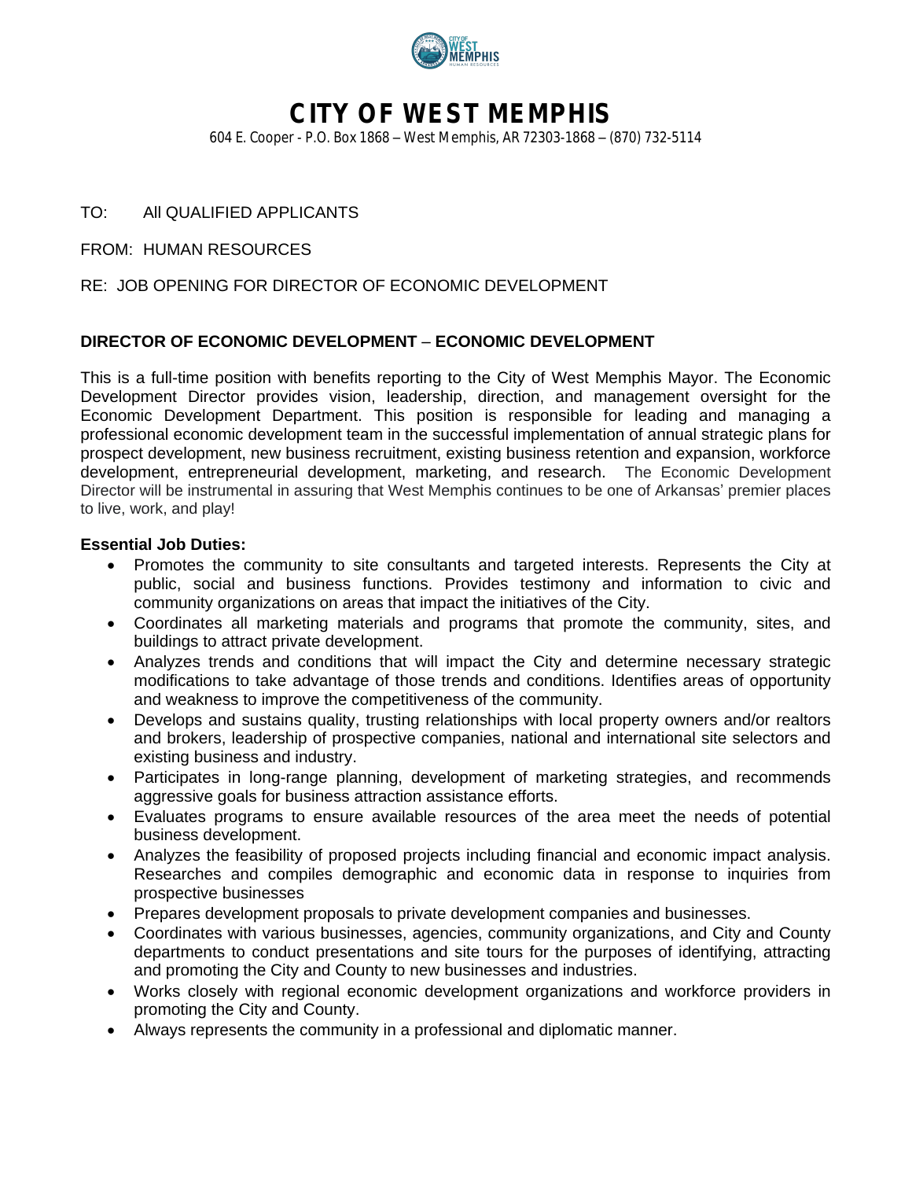# CITY OF WEST MEMPHIS

604 E. Cooper - P.O. Box 1868 – West Memphis, AR 72303-1868 – (870) 732-5114

TO: All QUALIFIED APPLICANTS

FROM: HUMAN RESOURCES

RE: JOB OPENING FOR DIRECTOR OF ECONOMIC DEVELOPMENT

**DIRECTOR OF ECONOMIC DEVELOPMENT – ECONOMIC DEVELOPMENT**

This is a full-time position with benefits reporting to the City of West Memphis Mayor. The Economic Development Director provides vision, leadership, direction, and management oversight for the Economic Development Department. This position is responsible for leading and managing a professional economic development team in the successful implementation of annual strategic plans for prospect development, new business recruitment, existing business retention and expansion, workforce development, entrepreneurial development, marketing, and research. The Economic Development Director will be instrumental in assuring that West Memphis continues to be one of Arkansas' premier places to live, work, and play!

**Essential Job Duties:**

- Promotes the community to site consultants and targeted interests. Represents the City at public, social and business functions. Provides testimony and information to civic and community organizations on areas that impact the initiatives of the City.
- Coordinates all marketing materials and programs that promote the community, sites, and buildings to attract private development.
- Analyzes trends and conditions that will impact the City and determine necessary strategic modifications to take advantage of those trends and conditions. Identifies areas of opportunity and weakness to improve the competitiveness of the community.
- Develops and sustains quality, trusting relationships with local property owners and/or realtors and brokers, leadership of prospective companies, national and international site selectors and existing business and industry.
- Participates in long-range planning, development of marketing strategies, and recommends aggressive goals for business attraction assistance efforts.
- Evaluates programs to ensure available resources of the area meet the needs of potential business development.
- Analyzes the feasibility of proposed projects including financial and economic impact analysis. Researches and compiles demographic and economic data in response to inquiries from prospective businesses
- Prepares development proposals to private development companies and businesses.
- Coordinates with various businesses, agencies, community organizations, and City and County departments to conduct presentations and site tours for the purposes of identifying, attracting and promoting the City and County to new businesses and industries.
- Works closely with regional economic development organizations and workforce providers in promoting the City and County.
- Always represents the community in a professional and diplomatic manner.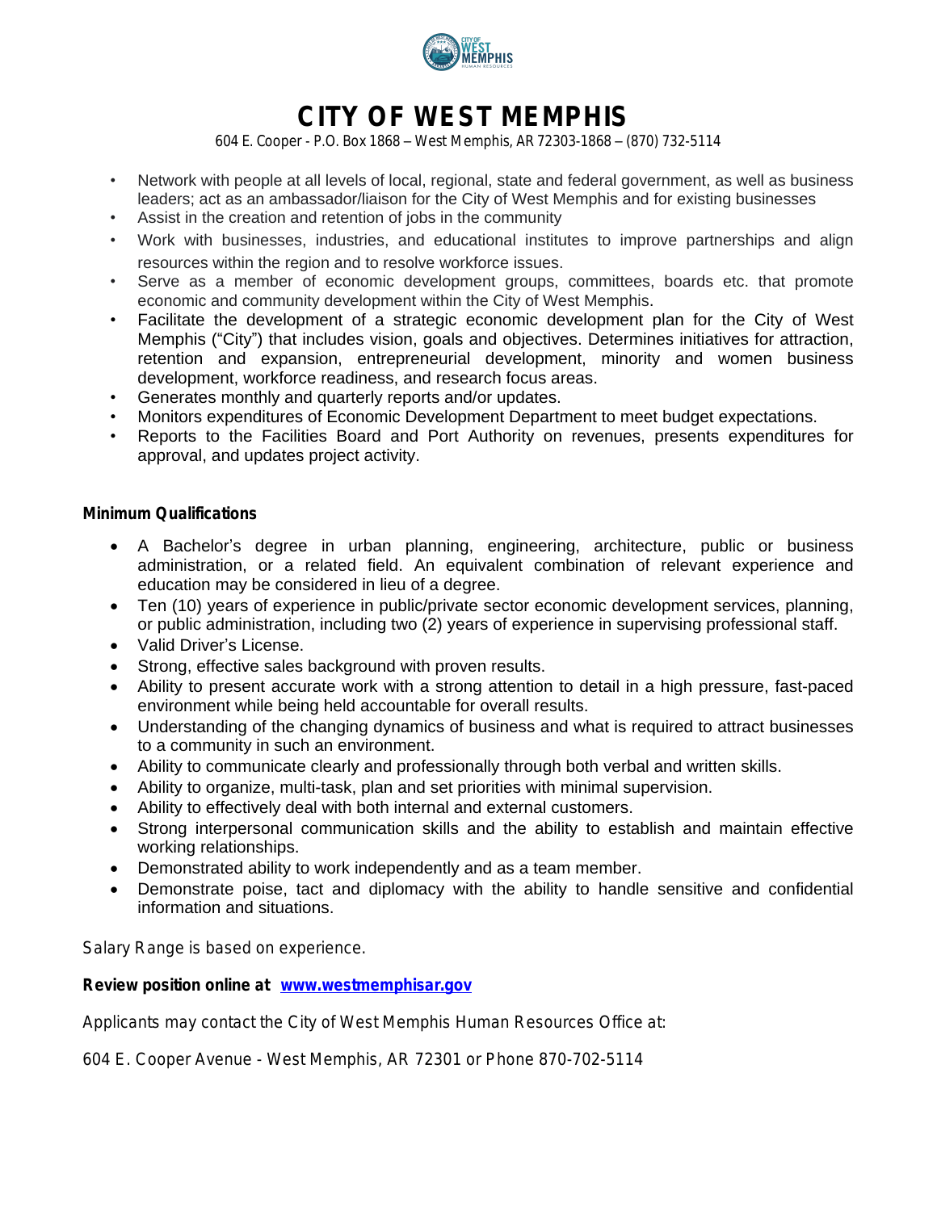- Network with people at all levels of local, regional, state and federal government, as well as business leaders; act as an ambassador/liaison for the City of West Memphis and for existing businesses
- Assist in the creation and retention of jobs in the community
- Work with businesses, industries, and educational institutes to improve partnerships and align resources within the region and to resolve workforce issues.
- Serve as a member of economic development groups, committees, boards etc. that promote economic and community development within the City of West Memphis.
- Facilitate the development of a strategic economic development plan for the City of West Memphis ("City") that includes vision, goals and objectives. Determines initiatives for attraction, retention and expansion, entrepreneurial development, minority and women business development, workforce readiness, and research focus areas.
- Generates monthly and quarterly reports and/or updates.
- Monitors expenditures of Economic Development Department to meet budget expectations.
- Reports to the Facilities Board and Port Authority on revenues, presents expenditures for approval, and updates project activity.

**Minimum Qualifications**

- A Bachelor's degree in urban planning, engineering, architecture, public or business administration, or a related field. An equivalent combination of relevant experience and education may be considered in lieu of a degree.
- Ten (10) years of experience in public/private sector economic development services, planning, or public administration, including two (2) years of experience in supervising professional staff.
- Valid Driver's License.
- Strong, effective sales background with proven results.
- Ability to present accurate work with a strong attention to detail in a high pressure, fast-paced environment while being held accountable for overall results.
- Understanding of the changing dynamics of business and what is required to attract businesses to a community in such an environment.
- Ability to communicate clearly and professionally through both verbal and written skills.
- Ability to organize, multi-task, plan and set priorities with minimal supervision.
- Ability to effectively deal with both internal and external customers.
- Strong interpersonal communication skills and the ability to establish and maintain effective working relationships.
- Demonstrated ability to work independently and as a team member.
- Demonstrate poise, tact and diplomacy with the ability to handle sensitive and confidential information and situations.

Salary Range is based on experience.

**Review position online at [www.westmemphisar.gov](http://www.westmemphisar.gov)**

Applicants may contact the City of West Memphis Human Resources Office at:

604 E. Cooper Avenue - West Memphis, AR 72301 or Phone 870-702-5114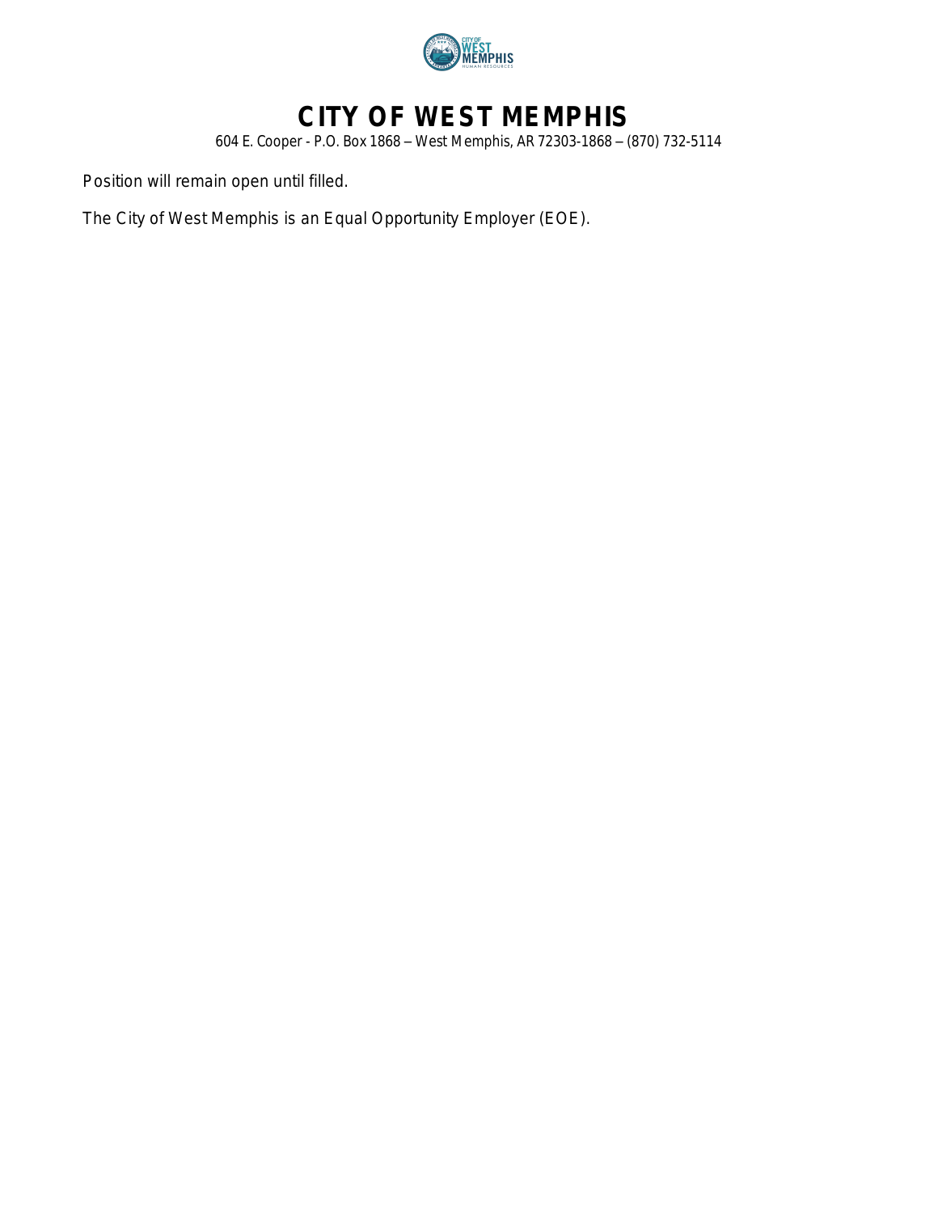# CITY OF WEST MEMPHIS

604 E. Cooper - P.O. Box 1868 – West Memphis, AR 72303-1868 – (870) 732-5114

Position will remain open until filled.

The City of West Memphis is an Equal Opportunity Employer (EOE).